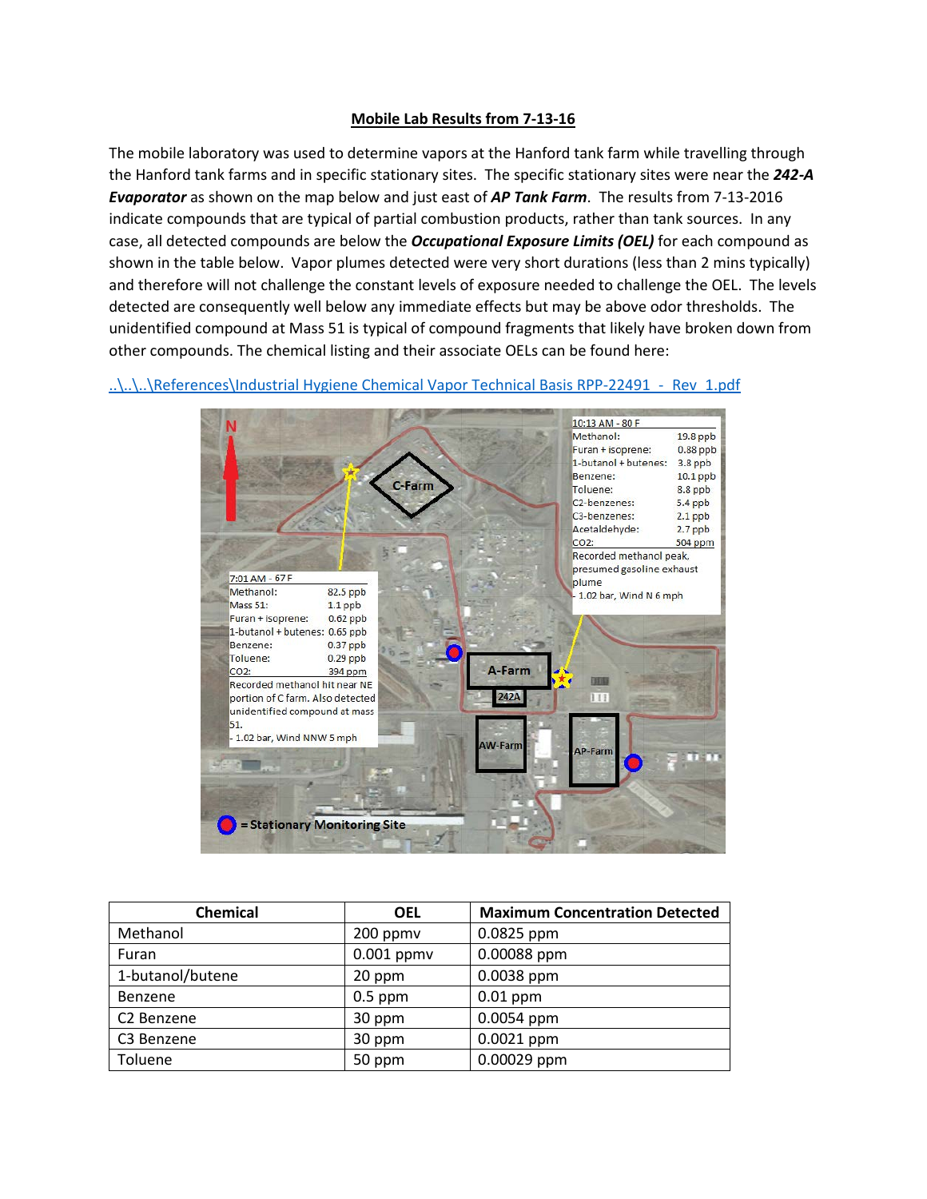# Mobile Lab Results from 7-13-16

The mobile laboratory was used to determine vapors at the Hanford tank farm while travelling through the Hanford tank farms and in specific stationary sites. The specific stationary sites were near the ***242-A Evaporator*** as shown on the map below and just east of ***AP Tank Farm***. The results from 7-13-2016 indicate compounds that are typical of partial combustion products, rather than tank sources. In any case, all detected compounds are below the ***Occupational Exposure Limits (OEL)*** for each compound as shown in the table below. Vapor plumes detected were very short durations (less than 2 mins typically) and therefore will not challenge the constant levels of exposure needed to challenge the OEL. The levels detected are consequently well below any immediate effects but may be above odor thresholds. The unidentified compound at Mass 51 is typical of compound fragments that likely have broken down from other compounds. The chemical listing and their associate OELs can be found here:

..\..\..\References\Industrial Hygiene Chemical Vapor Technical Basis RPP-22491 - Rev 1.pdf

N

C-Farm

| 10:13 AM - 80 F | |
|---|---|
| Methanol: | 19.8 ppb |
| Furan + isoprene: | 0.88 ppb |
| 1-butanol + butenes: | 3.8 ppb |
| Benzene: | 10.1 ppb |
| Toluene: | 8.8 ppb |
| C2-benzenes: | 5.4 ppb |
| C3-benzenes: | 2.1 ppb |
| Acetaldehyde: | 2.7 ppb |
| $CO_2$: | 504 ppm |

Recorded methanol peak, presumed gasoline exhaust plume

- 1.02 bar, Wind N 6 mph

| 7:01 AM - 67 F | |
|---|---|
| Methanol: | 82.5 ppb |
| Mass 51: | 1.1 ppb |
| Furan + isoprene: | 0.62 ppb |
| 1-butanol + butenes: | 0.65 ppb |
| Benzene: | 0.37 ppb |
| Toluene: | 0.29 ppb |
| $CO_2$: | 394 ppm |

Recorded methanol hit near NE portion of C farm. Also detected unidentified compound at mass 51.

- 1.02 bar, Wind NNW 5 mph

A-Farm

242A

AW-Farm

AP-Farm

= Stationary Monitoring Site

| Chemical | OEL | Maximum Concentration Detected |
|---|---|---|
| Methanol | 200 ppmv | 0.0825 ppm |
| Furan | 0.001 ppmv | 0.00088 ppm |
| 1-butanol/butene | 20 ppm | 0.0038 ppm |
| Benzene | 0.5 ppm | 0.01 ppm |
| C2 Benzene | 30 ppm | 0.0054 ppm |
| C3 Benzene | 30 ppm | 0.0021 ppm |
| Toluene | 50 ppm | 0.00029 ppm |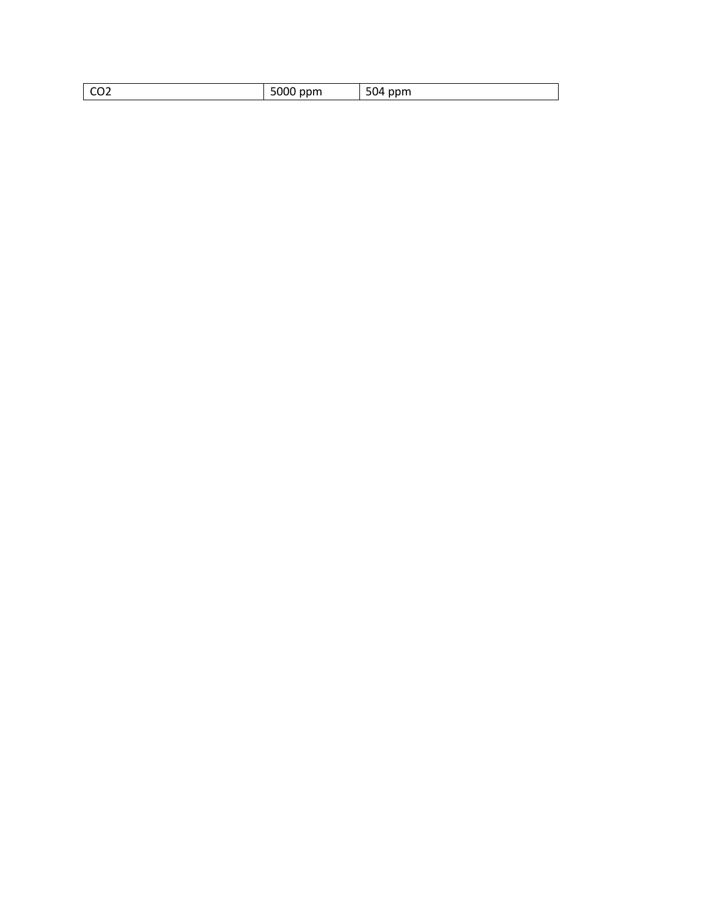| | | |
|---|---|---|
| $CO_2$ | 5000 ppm | 504 ppm |